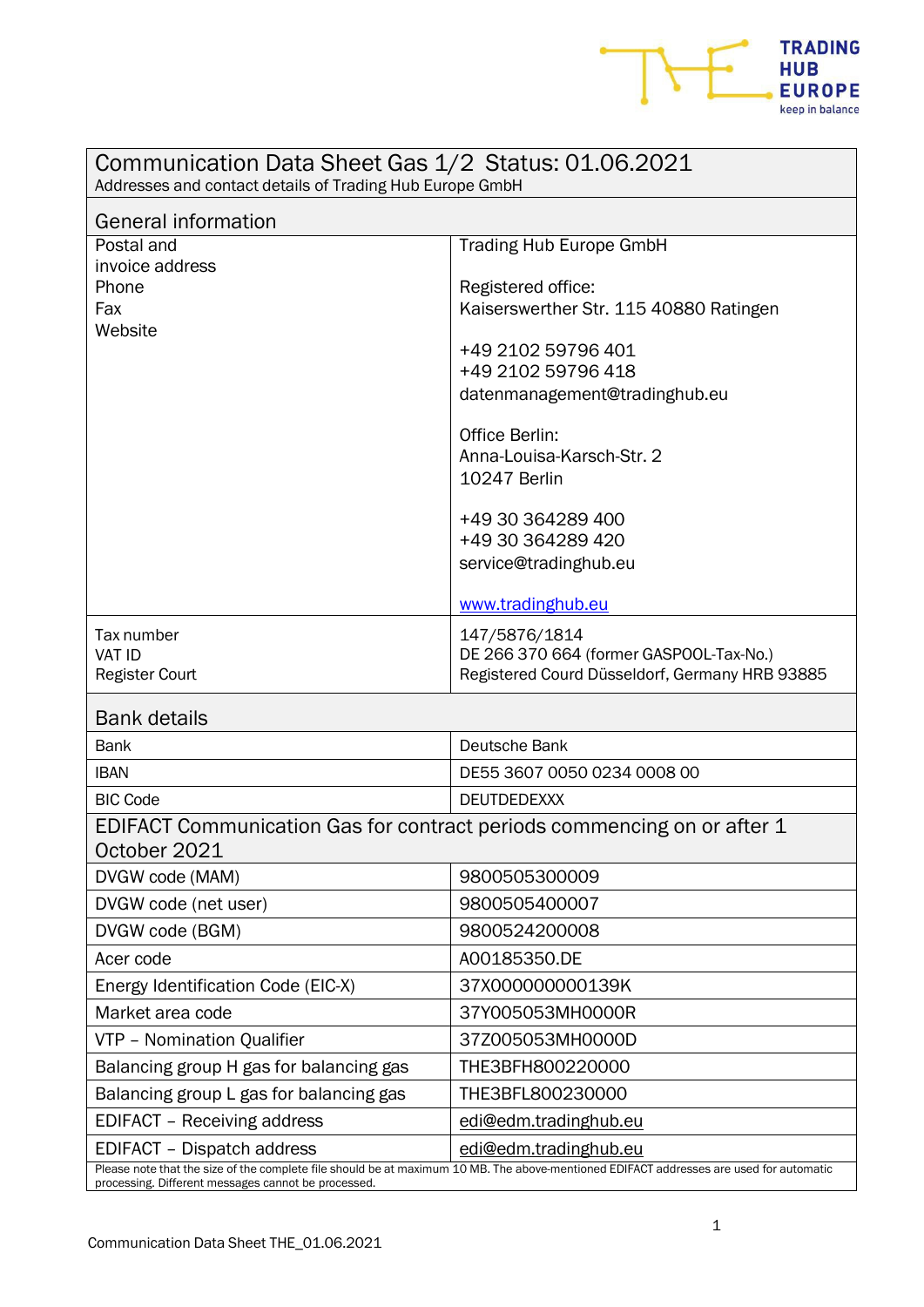# Communication Data Sheet Gas 1/2 Status: 01.06.2021

Addresses and contact details of Trading Hub Europe GmbH

## General information

| | |
|---|---|
| Postal and invoice address<br>Phone<br>Fax<br>Website | Trading Hub Europe GmbH<br><br>Registered office:<br>Kaiserswerther Str. 115 40880 Ratingen<br><br>+49 2102 59796 401<br>+49 2102 59796 418<br>datenmanagement@tradinghub.eu<br><br>Office Berlin:<br>Anna-Louisa-Karsch-Str. 2<br>10247 Berlin<br><br>+49 30 364289 400<br>+49 30 364289 420<br>service@tradinghub.eu<br><br>www.tradinghub.eu |
| Tax number<br>VAT ID<br>Register Court | 147/5876/1814<br>DE 266 370 664 (former GASPOOL-Tax-No.)<br>Registered Courd Düsseldorf, Germany HRB 93885 |

## Bank details

| | |
|---|---|
| Bank | Deutsche Bank |
| IBAN | DE55 3607 0050 0234 0008 00 |
| BIC Code | DEUTDEDEXXX |

## EDIFACT Communication Gas for contract periods commencing on or after 1 October 2021

| | |
|---|---|
| DVGW code (MAM) | 9800505300009 |
| DVGW code (net user) | 9800505400007 |
| DVGW code (BGM) | 9800524200008 |
| Acer code | A00185350.DE |
| Energy Identification Code (EIC-X) | 37X000000000139K |
| Market area code | 37Y005053MH0000R |
| VTP – Nomination Qualifier | 37Z005053MH0000D |
| Balancing group H gas for balancing gas | THE3BFH800220000 |
| Balancing group L gas for balancing gas | THE3BFL800230000 |
| EDIFACT – Receiving address | edi@edm.tradinghub.eu |
| EDIFACT – Dispatch address | edi@edm.tradinghub.eu |

Please note that the size of the complete file should be at maximum 10 MB. The above-mentioned EDIFACT addresses are used for automatic processing. Different messages cannot be processed.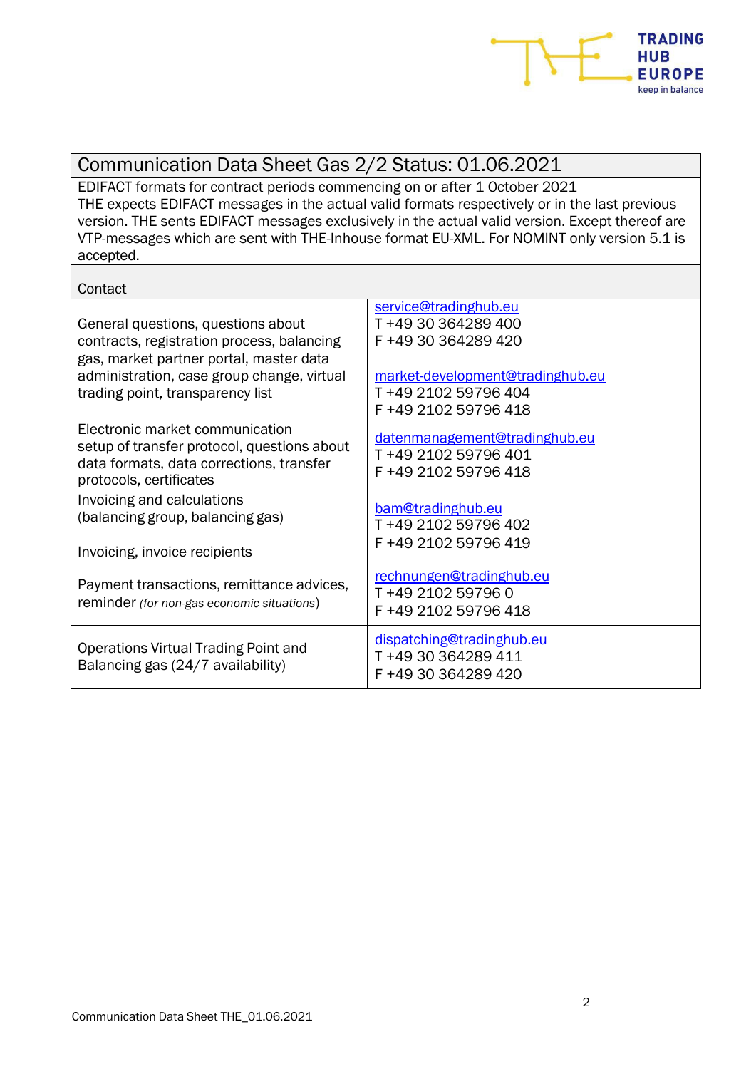## Communication Data Sheet Gas 2/2 Status: 01.06.2021

EDIFACT formats for contract periods commencing on or after 1 October 2021
THE expects EDIFACT messages in the actual valid formats respectively or in the last previous version. THE sents EDIFACT messages exclusively in the actual valid version. Except thereof are VTP-messages which are sent with THE-Inhouse format EU-XML. For NOMINT only version 5.1 is accepted.

### Contact

| | |
|---|---|
| General questions, questions about contracts, registration process, balancing gas, market partner portal, master data administration, case group change, virtual trading point, transparency list | service@tradinghub.eu<br>T +49 30 364289 400<br>F +49 30 364289 420<br><br>market-development@tradinghub.eu<br>T +49 2102 59796 404<br>F +49 2102 59796 418 |
| Electronic market communication setup of transfer protocol, questions about data formats, data corrections, transfer protocols, certificates | datenmanagement@tradinghub.eu<br>T +49 2102 59796 401<br>F +49 2102 59796 418 |
| Invoicing and calculations (balancing group, balancing gas)<br><br>Invoicing, invoice recipients | bam@tradinghub.eu<br>T +49 2102 59796 402<br>F +49 2102 59796 419 |
| Payment transactions, remittance advices, reminder *(for non-gas economic situations)* | rechnungen@tradinghub.eu<br>T +49 2102 59796 0<br>F +49 2102 59796 418 |
| Operations Virtual Trading Point and Balancing gas (24/7 availability) | dispatching@tradinghub.eu<br>T +49 30 364289 411<br>F +49 30 364289 420 |